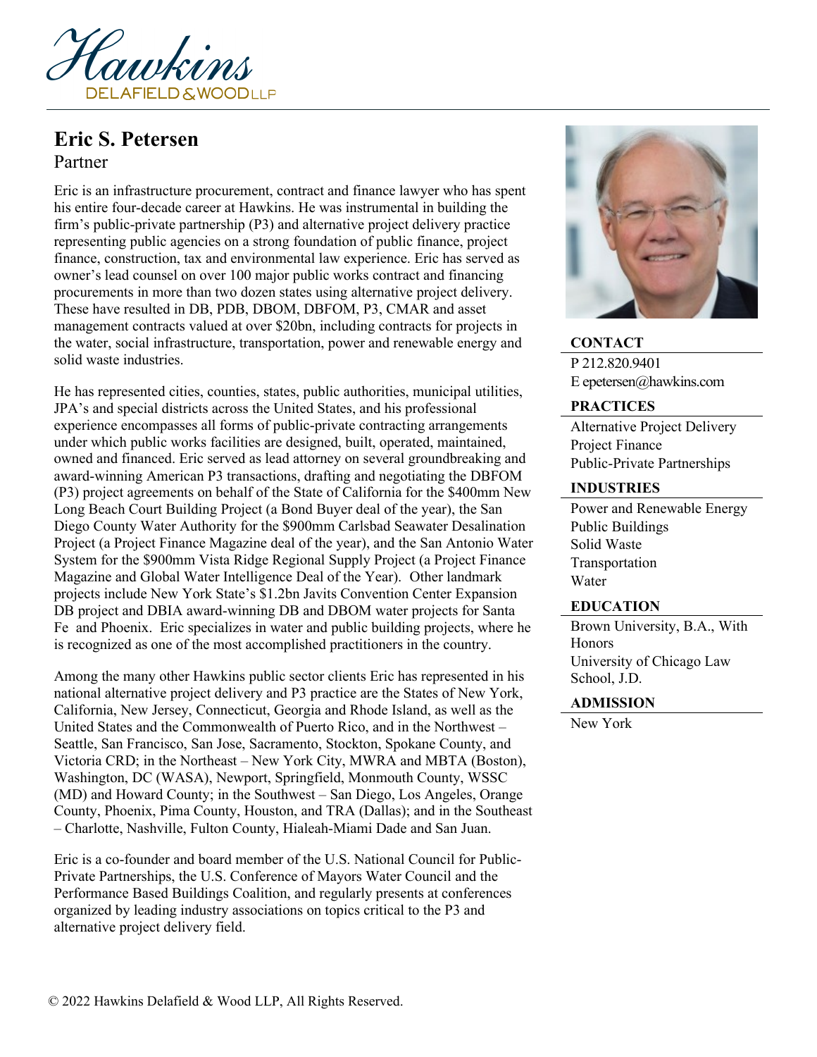Hawkins
DELAFIELD & WOOD LLP

# Eric S. Petersen

Partner

Eric is an infrastructure procurement, contract and finance lawyer who has spent his entire four-decade career at Hawkins. He was instrumental in building the firm's public-private partnership (P3) and alternative project delivery practice representing public agencies on a strong foundation of public finance, project finance, construction, tax and environmental law experience. Eric has served as owner's lead counsel on over 100 major public works contract and financing procurements in more than two dozen states using alternative project delivery. These have resulted in DB, PDB, DBOM, DBFOM, P3, CMAR and asset management contracts valued at over $20bn, including contracts for projects in the water, social infrastructure, transportation, power and renewable energy and solid waste industries.

He has represented cities, counties, states, public authorities, municipal utilities, JPA's and special districts across the United States, and his professional experience encompasses all forms of public-private contracting arrangements under which public works facilities are designed, built, operated, maintained, owned and financed. Eric served as lead attorney on several groundbreaking and award-winning American P3 transactions, drafting and negotiating the DBFOM (P3) project agreements on behalf of the State of California for the $400mm New Long Beach Court Building Project (a Bond Buyer deal of the year), the San Diego County Water Authority for the $900mm Carlsbad Seawater Desalination Project (a Project Finance Magazine deal of the year), and the San Antonio Water System for the $900mm Vista Ridge Regional Supply Project (a Project Finance Magazine and Global Water Intelligence Deal of the Year). Other landmark projects include New York State's $1.2bn Javits Convention Center Expansion DB project and DBIA award-winning DB and DBOM water projects for Santa Fe and Phoenix. Eric specializes in water and public building projects, where he is recognized as one of the most accomplished practitioners in the country.

Among the many other Hawkins public sector clients Eric has represented in his national alternative project delivery and P3 practice are the States of New York, California, New Jersey, Connecticut, Georgia and Rhode Island, as well as the United States and the Commonwealth of Puerto Rico, and in the Northwest – Seattle, San Francisco, San Jose, Sacramento, Stockton, Spokane County, and Victoria CRD; in the Northeast – New York City, MWRA and MBTA (Boston), Washington, DC (WASA), Newport, Springfield, Monmouth County, WSSC (MD) and Howard County; in the Southwest – San Diego, Los Angeles, Orange County, Phoenix, Pima County, Houston, and TRA (Dallas); and in the Southeast – Charlotte, Nashville, Fulton County, Hialeah-Miami Dade and San Juan.

Eric is a co-founder and board member of the U.S. National Council for Public-Private Partnerships, the U.S. Conference of Mayors Water Council and the Performance Based Buildings Coalition, and regularly presents at conferences organized by leading industry associations on topics critical to the P3 and alternative project delivery field.

## CONTACT

P 212.820.9401
E epetersen@hawkins.com

## PRACTICES

Alternative Project Delivery
Project Finance
Public-Private Partnerships

## INDUSTRIES

Power and Renewable Energy
Public Buildings
Solid Waste
Transportation
Water

## EDUCATION

Brown University, B.A., With Honors
University of Chicago Law School, J.D.

## ADMISSION

New York

© 2022 Hawkins Delafield & Wood LLP, All Rights Reserved.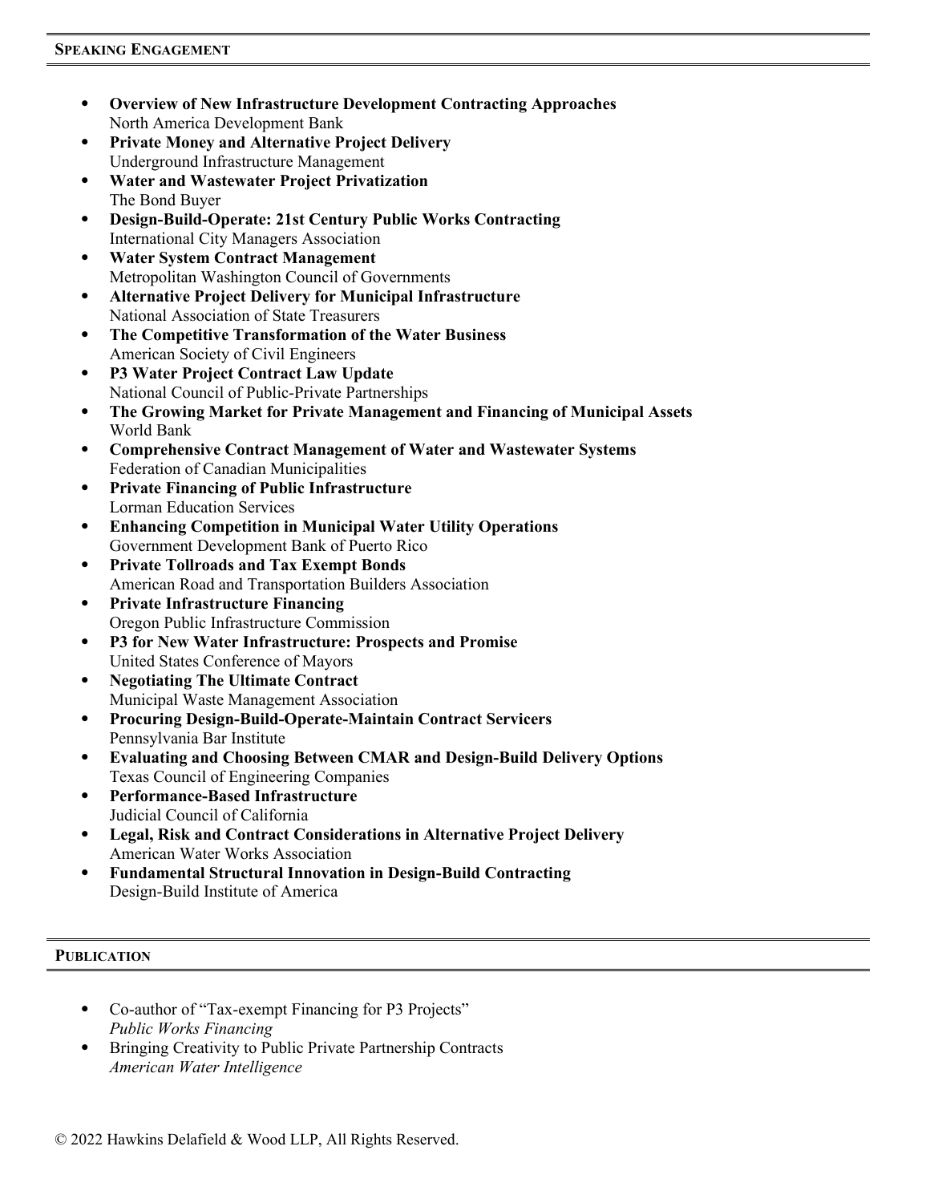## SPEAKING ENGAGEMENT

- **Overview of New Infrastructure Development Contracting Approaches**
  North America Development Bank
- **Private Money and Alternative Project Delivery**
  Underground Infrastructure Management
- **Water and Wastewater Project Privatization**
  The Bond Buyer
- **Design-Build-Operate: 21st Century Public Works Contracting**
  International City Managers Association
- **Water System Contract Management**
  Metropolitan Washington Council of Governments
- **Alternative Project Delivery for Municipal Infrastructure**
  National Association of State Treasurers
- **The Competitive Transformation of the Water Business**
  American Society of Civil Engineers
- **P3 Water Project Contract Law Update**
  National Council of Public-Private Partnerships
- **The Growing Market for Private Management and Financing of Municipal Assets**
  World Bank
- **Comprehensive Contract Management of Water and Wastewater Systems**
  Federation of Canadian Municipalities
- **Private Financing of Public Infrastructure**
  Lorman Education Services
- **Enhancing Competition in Municipal Water Utility Operations**
  Government Development Bank of Puerto Rico
- **Private Tollroads and Tax Exempt Bonds**
  American Road and Transportation Builders Association
- **Private Infrastructure Financing**
  Oregon Public Infrastructure Commission
- **P3 for New Water Infrastructure: Prospects and Promise**
  United States Conference of Mayors
- **Negotiating The Ultimate Contract**
  Municipal Waste Management Association
- **Procuring Design-Build-Operate-Maintain Contract Servicers**
  Pennsylvania Bar Institute
- **Evaluating and Choosing Between CMAR and Design-Build Delivery Options**
  Texas Council of Engineering Companies
- **Performance-Based Infrastructure**
  Judicial Council of California
- **Legal, Risk and Contract Considerations in Alternative Project Delivery**
  American Water Works Association
- **Fundamental Structural Innovation in Design-Build Contracting**
  Design-Build Institute of America

## PUBLICATION

- Co-author of "Tax-exempt Financing for P3 Projects"
  *Public Works Financing*
- Bringing Creativity to Public Private Partnership Contracts
  *American Water Intelligence*

© 2022 Hawkins Delafield & Wood LLP, All Rights Reserved.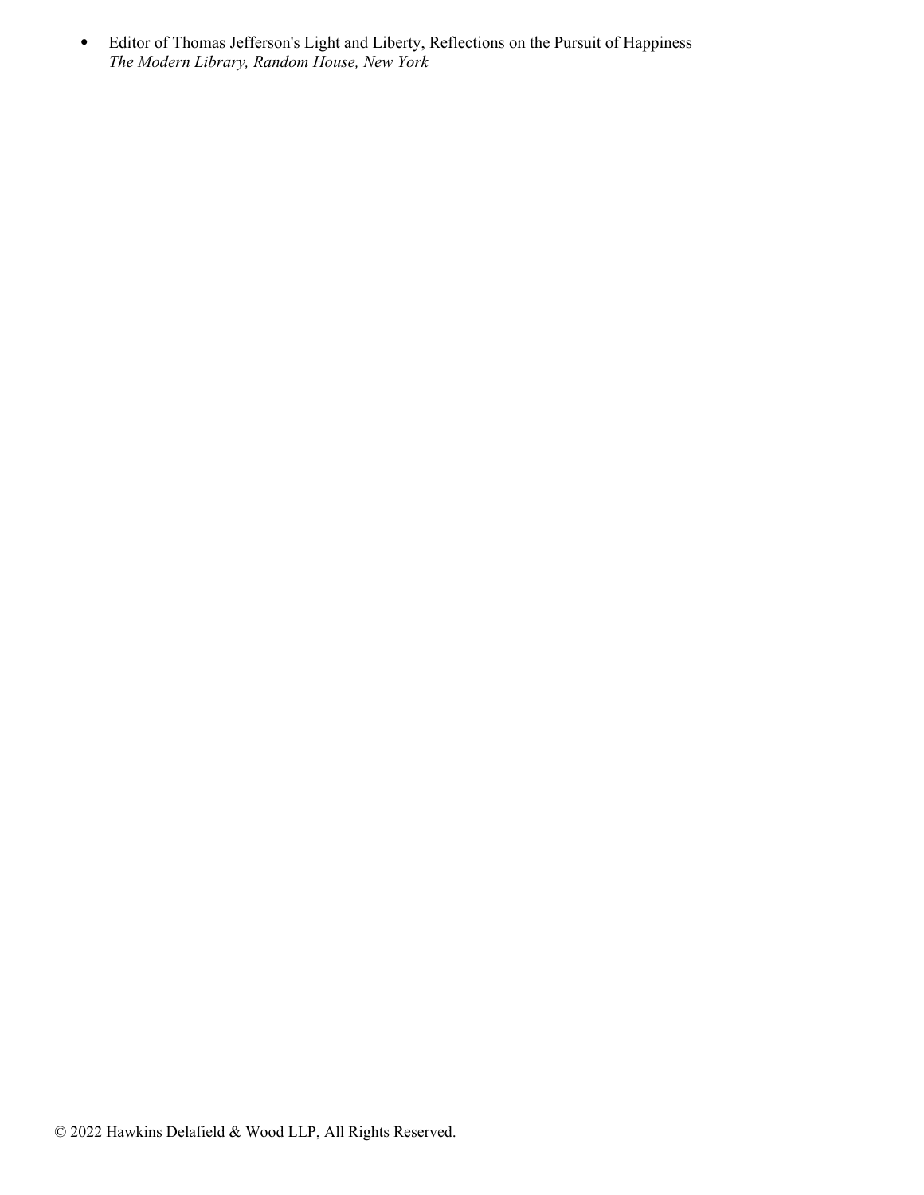- Editor of Thomas Jefferson's Light and Liberty, Reflections on the Pursuit of Happiness
  *The Modern Library, Random House, New York*

© 2022 Hawkins Delafield & Wood LLP, All Rights Reserved.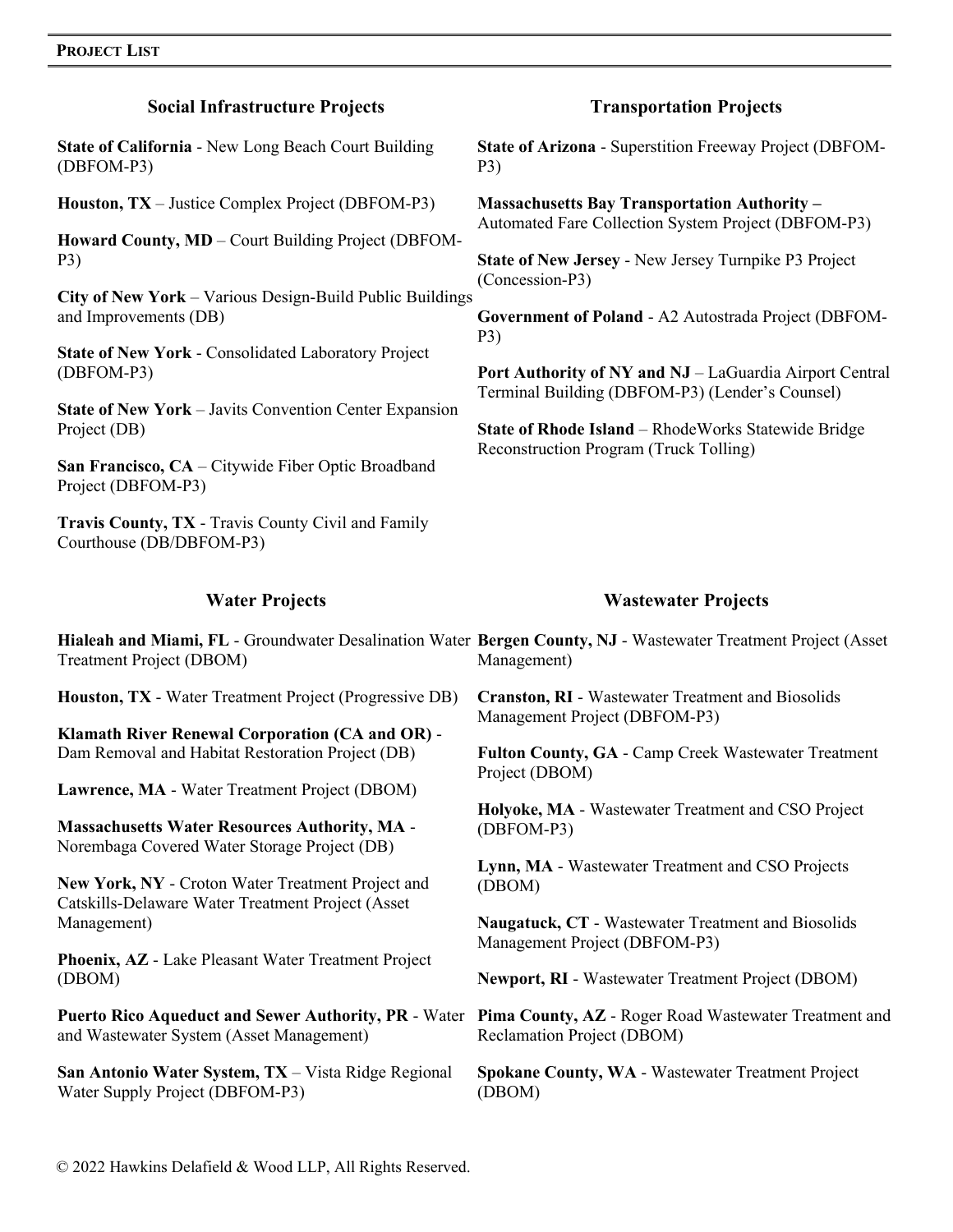## Project List

### Social Infrastructure Projects

**State of California** - New Long Beach Court Building (DBFOM-P3)

**Houston, TX** – Justice Complex Project (DBFOM-P3)

**Howard County, MD** – Court Building Project (DBFOM-P3)

**City of New York** – Various Design-Build Public Buildings and Improvements (DB)

**State of New York** - Consolidated Laboratory Project (DBFOM-P3)

**State of New York** – Javits Convention Center Expansion Project (DB)

**San Francisco, CA** – Citywide Fiber Optic Broadband Project (DBFOM-P3)

**Travis County, TX** - Travis County Civil and Family Courthouse (DB/DBFOM-P3)

### Transportation Projects

**State of Arizona** - Superstition Freeway Project (DBFOM-P3)

**Massachusetts Bay Transportation Authority –** Automated Fare Collection System Project (DBFOM-P3)

**State of New Jersey** - New Jersey Turnpike P3 Project (Concession-P3)

**Government of Poland** - A2 Autostrada Project (DBFOM-P3)

**Port Authority of NY and NJ** – LaGuardia Airport Central Terminal Building (DBFOM-P3) (Lender's Counsel)

**State of Rhode Island** – RhodeWorks Statewide Bridge Reconstruction Program (Truck Tolling)

### Water Projects

**Hialeah and Miami, FL** - Groundwater Desalination Water Treatment Project (DBOM)

**Houston, TX** - Water Treatment Project (Progressive DB)

**Klamath River Renewal Corporation (CA and OR)** - Dam Removal and Habitat Restoration Project (DB)

**Lawrence, MA** - Water Treatment Project (DBOM)

**Massachusetts Water Resources Authority, MA** - Norembaga Covered Water Storage Project (DB)

**New York, NY** - Croton Water Treatment Project and Catskills-Delaware Water Treatment Project (Asset Management)

**Phoenix, AZ** - Lake Pleasant Water Treatment Project (DBOM)

**Puerto Rico Aqueduct and Sewer Authority, PR** - Water and Wastewater System (Asset Management)

**San Antonio Water System, TX** – Vista Ridge Regional Water Supply Project (DBFOM-P3)

### Wastewater Projects

**Bergen County, NJ** - Wastewater Treatment Project (Asset Management)

**Cranston, RI** - Wastewater Treatment and Biosolids Management Project (DBFOM-P3)

**Fulton County, GA** - Camp Creek Wastewater Treatment Project (DBOM)

**Holyoke, MA** - Wastewater Treatment and CSO Project (DBFOM-P3)

**Lynn, MA** - Wastewater Treatment and CSO Projects (DBOM)

**Naugatuck, CT** - Wastewater Treatment and Biosolids Management Project (DBFOM-P3)

**Newport, RI** - Wastewater Treatment Project (DBOM)

**Pima County, AZ** - Roger Road Wastewater Treatment and Reclamation Project (DBOM)

**Spokane County, WA** - Wastewater Treatment Project (DBOM)

© 2022 Hawkins Delafield & Wood LLP, All Rights Reserved.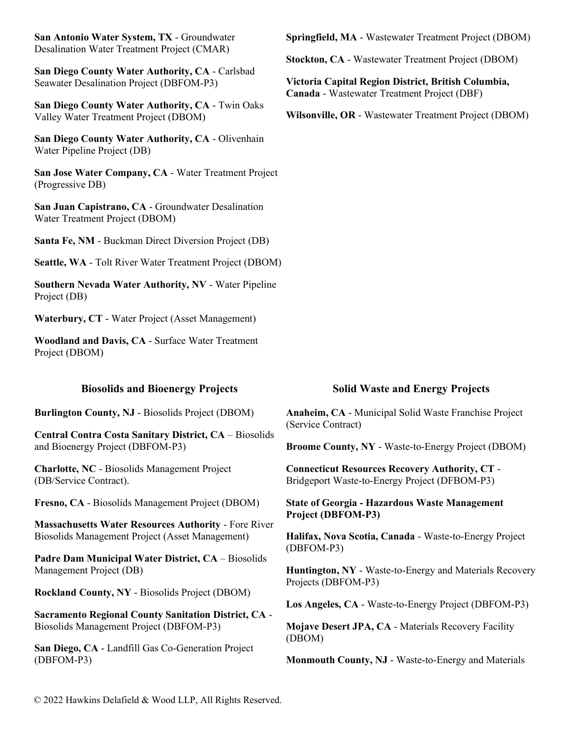**San Antonio Water System, TX** - Groundwater Desalination Water Treatment Project (CMAR)

**San Diego County Water Authority, CA** - Carlsbad Seawater Desalination Project (DBFOM-P3)

**San Diego County Water Authority, CA** - Twin Oaks Valley Water Treatment Project (DBOM)

**San Diego County Water Authority, CA** - Olivenhain Water Pipeline Project (DB)

**San Jose Water Company, CA** - Water Treatment Project (Progressive DB)

**San Juan Capistrano, CA** - Groundwater Desalination Water Treatment Project (DBOM)

**Santa Fe, NM** - Buckman Direct Diversion Project (DB)

**Seattle, WA** - Tolt River Water Treatment Project (DBOM)

**Southern Nevada Water Authority, NV** - Water Pipeline Project (DB)

**Waterbury, CT** - Water Project (Asset Management)

**Woodland and Davis, CA** - Surface Water Treatment Project (DBOM)

**Springfield, MA** - Wastewater Treatment Project (DBOM)

**Stockton, CA** - Wastewater Treatment Project (DBOM)

**Victoria Capital Region District, British Columbia, Canada** - Wastewater Treatment Project (DBF)

**Wilsonville, OR** - Wastewater Treatment Project (DBOM)

### Biosolids and Bioenergy Projects

**Burlington County, NJ** - Biosolids Project (DBOM)

**Central Contra Costa Sanitary District, CA** – Biosolids and Bioenergy Project (DBFOM-P3)

**Charlotte, NC** - Biosolids Management Project (DB/Service Contract).

**Fresno, CA** - Biosolids Management Project (DBOM)

**Massachusetts Water Resources Authority** - Fore River Biosolids Management Project (Asset Management)

**Padre Dam Municipal Water District, CA** – Biosolids Management Project (DB)

**Rockland County, NY** - Biosolids Project (DBOM)

**Sacramento Regional County Sanitation District, CA** - Biosolids Management Project (DBFOM-P3)

**San Diego, CA** - Landfill Gas Co-Generation Project (DBFOM-P3)

### Solid Waste and Energy Projects

**Anaheim, CA** - Municipal Solid Waste Franchise Project (Service Contract)

**Broome County, NY** - Waste-to-Energy Project (DBOM)

**Connecticut Resources Recovery Authority, CT** - Bridgeport Waste-to-Energy Project (DFBOM-P3)

**State of Georgia - Hazardous Waste Management Project (DBFOM-P3)**

**Halifax, Nova Scotia, Canada** - Waste-to-Energy Project (DBFOM-P3)

**Huntington, NY** - Waste-to-Energy and Materials Recovery Projects (DBFOM-P3)

**Los Angeles, CA** - Waste-to-Energy Project (DBFOM-P3)

**Mojave Desert JPA, CA** - Materials Recovery Facility (DBOM)

**Monmouth County, NJ** - Waste-to-Energy and Materials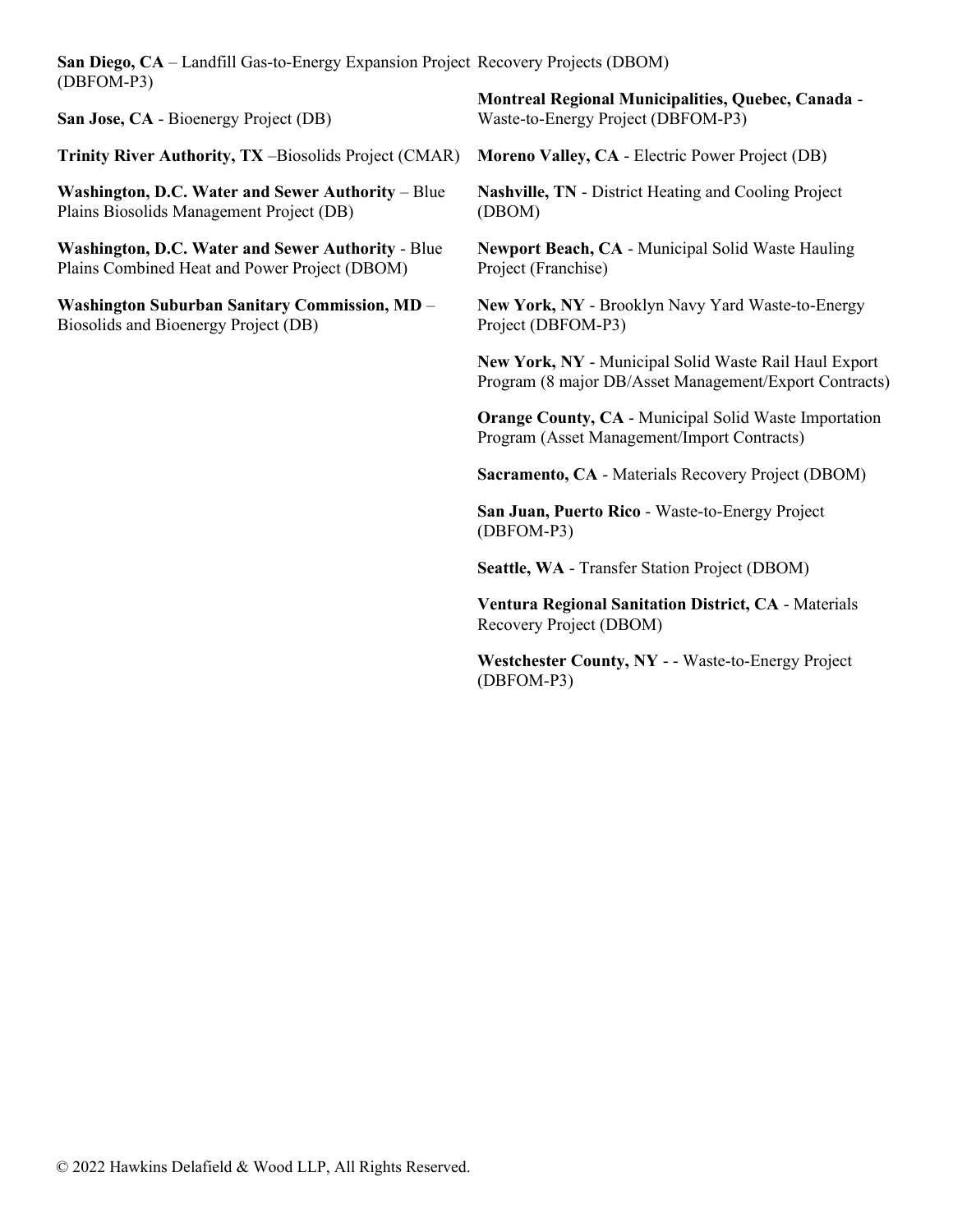**San Diego, CA** – Landfill Gas-to-Energy Expansion Project (DBFOM-P3)

**San Jose, CA** - Bioenergy Project (DB)

**Trinity River Authority, TX** –Biosolids Project (CMAR)

**Washington, D.C. Water and Sewer Authority** – Blue Plains Biosolids Management Project (DB)

**Washington, D.C. Water and Sewer Authority** - Blue Plains Combined Heat and Power Project (DBOM)

**Washington Suburban Sanitary Commission, MD** – Biosolids and Bioenergy Project (DB)

Recovery Projects (DBOM)

**Montreal Regional Municipalities, Quebec, Canada** - Waste-to-Energy Project (DBFOM-P3)

**Moreno Valley, CA** - Electric Power Project (DB)

**Nashville, TN** - District Heating and Cooling Project (DBOM)

**Newport Beach, CA** - Municipal Solid Waste Hauling Project (Franchise)

**New York, NY** - Brooklyn Navy Yard Waste-to-Energy Project (DBFOM-P3)

**New York, NY** - Municipal Solid Waste Rail Haul Export Program (8 major DB/Asset Management/Export Contracts)

**Orange County, CA** - Municipal Solid Waste Importation Program (Asset Management/Import Contracts)

**Sacramento, CA** - Materials Recovery Project (DBOM)

**San Juan, Puerto Rico** - Waste-to-Energy Project (DBFOM-P3)

**Seattle, WA** - Transfer Station Project (DBOM)

**Ventura Regional Sanitation District, CA** - Materials Recovery Project (DBOM)

**Westchester County, NY** - - Waste-to-Energy Project (DBFOM-P3)

© 2022 Hawkins Delafield & Wood LLP, All Rights Reserved.